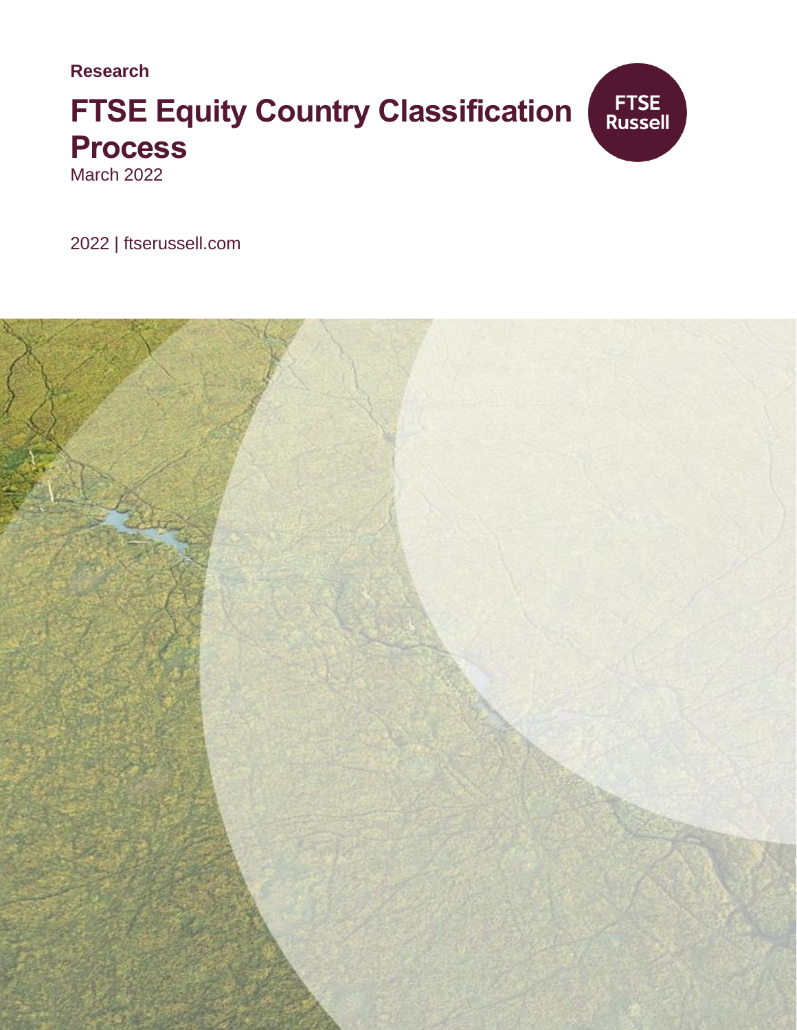**Research**

# FTSE Equity Country Classification Process

March 2022

FTSE Russell

2022 | ftserussell.com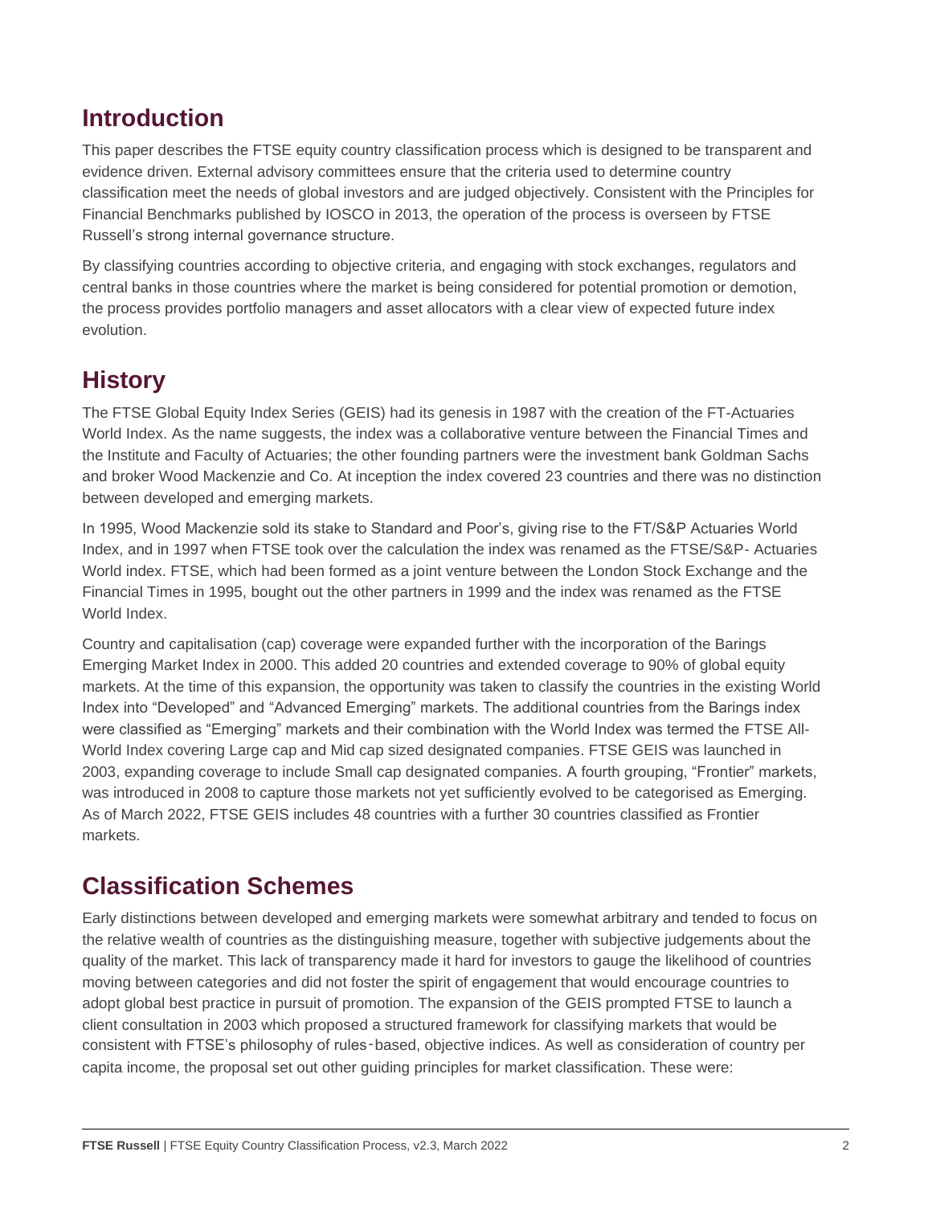## Introduction

This paper describes the FTSE equity country classification process which is designed to be transparent and evidence driven. External advisory committees ensure that the criteria used to determine country classification meet the needs of global investors and are judged objectively. Consistent with the Principles for Financial Benchmarks published by IOSCO in 2013, the operation of the process is overseen by FTSE Russell's strong internal governance structure.

By classifying countries according to objective criteria, and engaging with stock exchanges, regulators and central banks in those countries where the market is being considered for potential promotion or demotion, the process provides portfolio managers and asset allocators with a clear view of expected future index evolution.

## History

The FTSE Global Equity Index Series (GEIS) had its genesis in 1987 with the creation of the FT-Actuaries World Index. As the name suggests, the index was a collaborative venture between the Financial Times and the Institute and Faculty of Actuaries; the other founding partners were the investment bank Goldman Sachs and broker Wood Mackenzie and Co. At inception the index covered 23 countries and there was no distinction between developed and emerging markets.

In 1995, Wood Mackenzie sold its stake to Standard and Poor's, giving rise to the FT/S&P Actuaries World Index, and in 1997 when FTSE took over the calculation the index was renamed as the FTSE/S&P- Actuaries World index. FTSE, which had been formed as a joint venture between the London Stock Exchange and the Financial Times in 1995, bought out the other partners in 1999 and the index was renamed as the FTSE World Index.

Country and capitalisation (cap) coverage were expanded further with the incorporation of the Barings Emerging Market Index in 2000. This added 20 countries and extended coverage to 90% of global equity markets. At the time of this expansion, the opportunity was taken to classify the countries in the existing World Index into "Developed" and "Advanced Emerging" markets. The additional countries from the Barings index were classified as "Emerging" markets and their combination with the World Index was termed the FTSE All-World Index covering Large cap and Mid cap sized designated companies. FTSE GEIS was launched in 2003, expanding coverage to include Small cap designated companies. A fourth grouping, "Frontier" markets, was introduced in 2008 to capture those markets not yet sufficiently evolved to be categorised as Emerging. As of March 2022, FTSE GEIS includes 48 countries with a further 30 countries classified as Frontier markets.

## Classification Schemes

Early distinctions between developed and emerging markets were somewhat arbitrary and tended to focus on the relative wealth of countries as the distinguishing measure, together with subjective judgements about the quality of the market. This lack of transparency made it hard for investors to gauge the likelihood of countries moving between categories and did not foster the spirit of engagement that would encourage countries to adopt global best practice in pursuit of promotion. The expansion of the GEIS prompted FTSE to launch a client consultation in 2003 which proposed a structured framework for classifying markets that would be consistent with FTSE's philosophy of rules-based, objective indices. As well as consideration of country per capita income, the proposal set out other guiding principles for market classification. These were: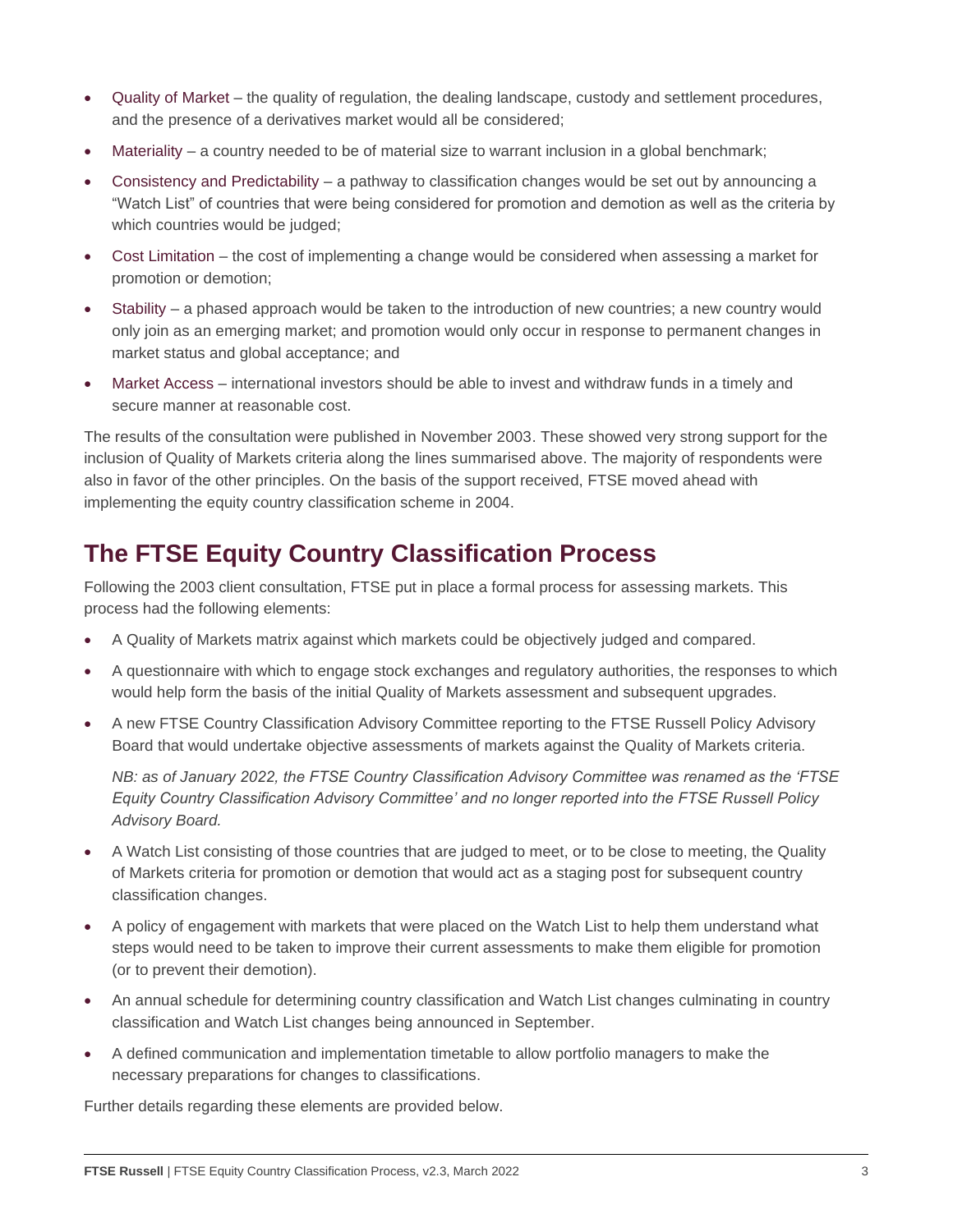- Quality of Market – the quality of regulation, the dealing landscape, custody and settlement procedures, and the presence of a derivatives market would all be considered;
- Materiality – a country needed to be of material size to warrant inclusion in a global benchmark;
- Consistency and Predictability – a pathway to classification changes would be set out by announcing a "Watch List" of countries that were being considered for promotion and demotion as well as the criteria by which countries would be judged;
- Cost Limitation – the cost of implementing a change would be considered when assessing a market for promotion or demotion;
- Stability – a phased approach would be taken to the introduction of new countries; a new country would only join as an emerging market; and promotion would only occur in response to permanent changes in market status and global acceptance; and
- Market Access – international investors should be able to invest and withdraw funds in a timely and secure manner at reasonable cost.

The results of the consultation were published in November 2003. These showed very strong support for the inclusion of Quality of Markets criteria along the lines summarised above. The majority of respondents were also in favor of the other principles. On the basis of the support received, FTSE moved ahead with implementing the equity country classification scheme in 2004.

## The FTSE Equity Country Classification Process

Following the 2003 client consultation, FTSE put in place a formal process for assessing markets. This process had the following elements:

- A Quality of Markets matrix against which markets could be objectively judged and compared.
- A questionnaire with which to engage stock exchanges and regulatory authorities, the responses to which would help form the basis of the initial Quality of Markets assessment and subsequent upgrades.
- A new FTSE Country Classification Advisory Committee reporting to the FTSE Russell Policy Advisory Board that would undertake objective assessments of markets against the Quality of Markets criteria.

  *NB: as of January 2022, the FTSE Country Classification Advisory Committee was renamed as the 'FTSE Equity Country Classification Advisory Committee' and no longer reported into the FTSE Russell Policy Advisory Board.*

- A Watch List consisting of those countries that are judged to meet, or to be close to meeting, the Quality of Markets criteria for promotion or demotion that would act as a staging post for subsequent country classification changes.
- A policy of engagement with markets that were placed on the Watch List to help them understand what steps would need to be taken to improve their current assessments to make them eligible for promotion (or to prevent their demotion).
- An annual schedule for determining country classification and Watch List changes culminating in country classification and Watch List changes being announced in September.
- A defined communication and implementation timetable to allow portfolio managers to make the necessary preparations for changes to classifications.

Further details regarding these elements are provided below.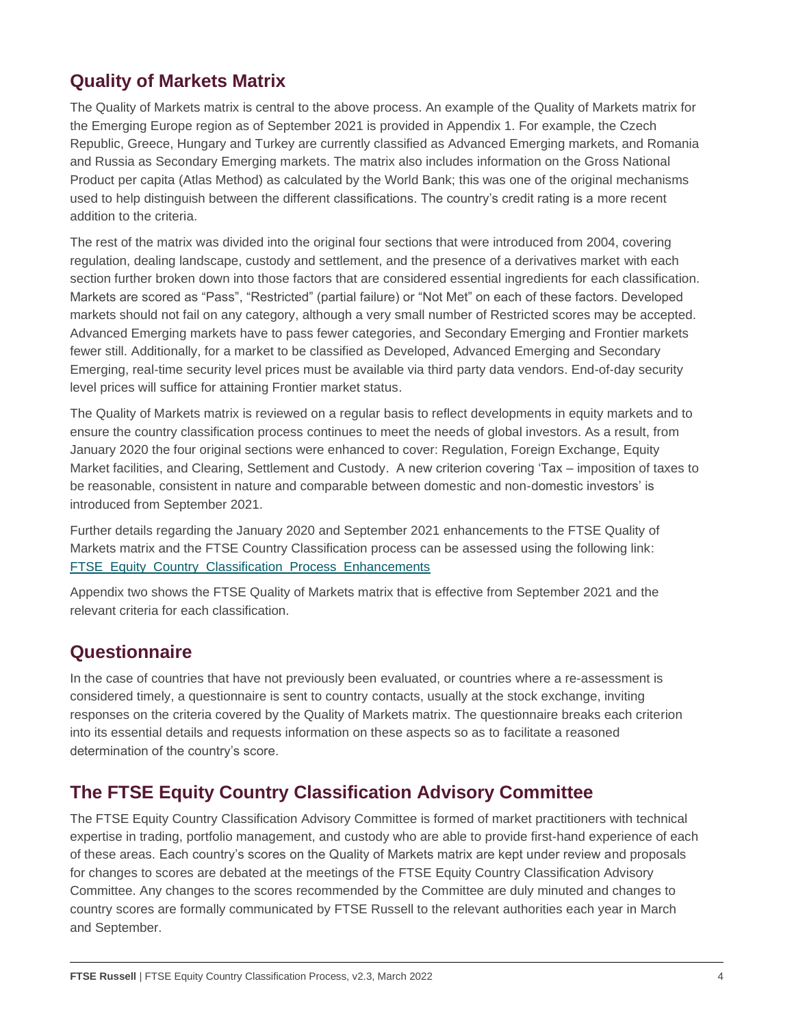## Quality of Markets Matrix

The Quality of Markets matrix is central to the above process. An example of the Quality of Markets matrix for the Emerging Europe region as of September 2021 is provided in Appendix 1. For example, the Czech Republic, Greece, Hungary and Turkey are currently classified as Advanced Emerging markets, and Romania and Russia as Secondary Emerging markets. The matrix also includes information on the Gross National Product per capita (Atlas Method) as calculated by the World Bank; this was one of the original mechanisms used to help distinguish between the different classifications. The country's credit rating is a more recent addition to the criteria.

The rest of the matrix was divided into the original four sections that were introduced from 2004, covering regulation, dealing landscape, custody and settlement, and the presence of a derivatives market with each section further broken down into those factors that are considered essential ingredients for each classification. Markets are scored as "Pass", "Restricted" (partial failure) or "Not Met" on each of these factors. Developed markets should not fail on any category, although a very small number of Restricted scores may be accepted. Advanced Emerging markets have to pass fewer categories, and Secondary Emerging and Frontier markets fewer still. Additionally, for a market to be classified as Developed, Advanced Emerging and Secondary Emerging, real-time security level prices must be available via third party data vendors. End-of-day security level prices will suffice for attaining Frontier market status.

The Quality of Markets matrix is reviewed on a regular basis to reflect developments in equity markets and to ensure the country classification process continues to meet the needs of global investors. As a result, from January 2020 the four original sections were enhanced to cover: Regulation, Foreign Exchange, Equity Market facilities, and Clearing, Settlement and Custody. A new criterion covering 'Tax – imposition of taxes to be reasonable, consistent in nature and comparable between domestic and non-domestic investors' is introduced from September 2021.

Further details regarding the January 2020 and September 2021 enhancements to the FTSE Quality of Markets matrix and the FTSE Country Classification process can be assessed using the following link: FTSE_Equity_Country_Classification_Process_Enhancements

Appendix two shows the FTSE Quality of Markets matrix that is effective from September 2021 and the relevant criteria for each classification.

## Questionnaire

In the case of countries that have not previously been evaluated, or countries where a re-assessment is considered timely, a questionnaire is sent to country contacts, usually at the stock exchange, inviting responses on the criteria covered by the Quality of Markets matrix. The questionnaire breaks each criterion into its essential details and requests information on these aspects so as to facilitate a reasoned determination of the country's score.

## The FTSE Equity Country Classification Advisory Committee

The FTSE Equity Country Classification Advisory Committee is formed of market practitioners with technical expertise in trading, portfolio management, and custody who are able to provide first-hand experience of each of these areas. Each country's scores on the Quality of Markets matrix are kept under review and proposals for changes to scores are debated at the meetings of the FTSE Equity Country Classification Advisory Committee. Any changes to the scores recommended by the Committee are duly minuted and changes to country scores are formally communicated by FTSE Russell to the relevant authorities each year in March and September.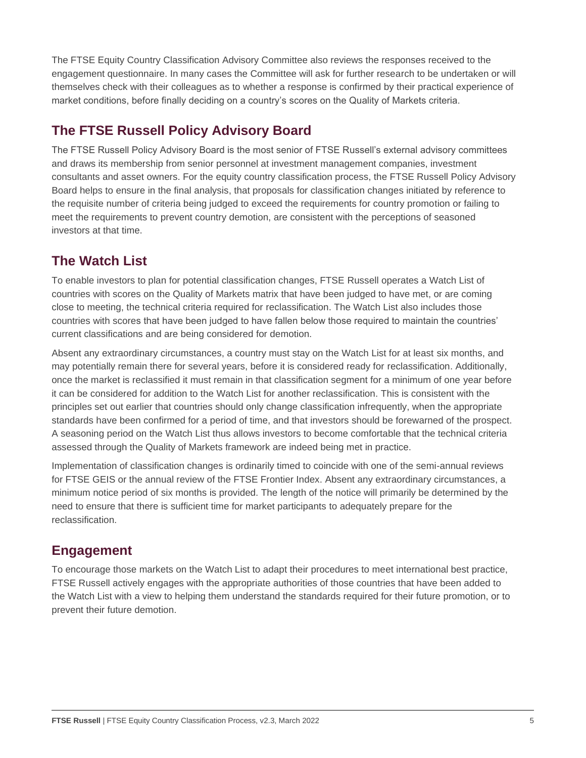The FTSE Equity Country Classification Advisory Committee also reviews the responses received to the engagement questionnaire. In many cases the Committee will ask for further research to be undertaken or will themselves check with their colleagues as to whether a response is confirmed by their practical experience of market conditions, before finally deciding on a country's scores on the Quality of Markets criteria.

## The FTSE Russell Policy Advisory Board

The FTSE Russell Policy Advisory Board is the most senior of FTSE Russell's external advisory committees and draws its membership from senior personnel at investment management companies, investment consultants and asset owners. For the equity country classification process, the FTSE Russell Policy Advisory Board helps to ensure in the final analysis, that proposals for classification changes initiated by reference to the requisite number of criteria being judged to exceed the requirements for country promotion or failing to meet the requirements to prevent country demotion, are consistent with the perceptions of seasoned investors at that time.

## The Watch List

To enable investors to plan for potential classification changes, FTSE Russell operates a Watch List of countries with scores on the Quality of Markets matrix that have been judged to have met, or are coming close to meeting, the technical criteria required for reclassification. The Watch List also includes those countries with scores that have been judged to have fallen below those required to maintain the countries' current classifications and are being considered for demotion.

Absent any extraordinary circumstances, a country must stay on the Watch List for at least six months, and may potentially remain there for several years, before it is considered ready for reclassification. Additionally, once the market is reclassified it must remain in that classification segment for a minimum of one year before it can be considered for addition to the Watch List for another reclassification. This is consistent with the principles set out earlier that countries should only change classification infrequently, when the appropriate standards have been confirmed for a period of time, and that investors should be forewarned of the prospect. A seasoning period on the Watch List thus allows investors to become comfortable that the technical criteria assessed through the Quality of Markets framework are indeed being met in practice.

Implementation of classification changes is ordinarily timed to coincide with one of the semi-annual reviews for FTSE GEIS or the annual review of the FTSE Frontier Index. Absent any extraordinary circumstances, a minimum notice period of six months is provided. The length of the notice will primarily be determined by the need to ensure that there is sufficient time for market participants to adequately prepare for the reclassification.

## Engagement

To encourage those markets on the Watch List to adapt their procedures to meet international best practice, FTSE Russell actively engages with the appropriate authorities of those countries that have been added to the Watch List with a view to helping them understand the standards required for their future promotion, or to prevent their future demotion.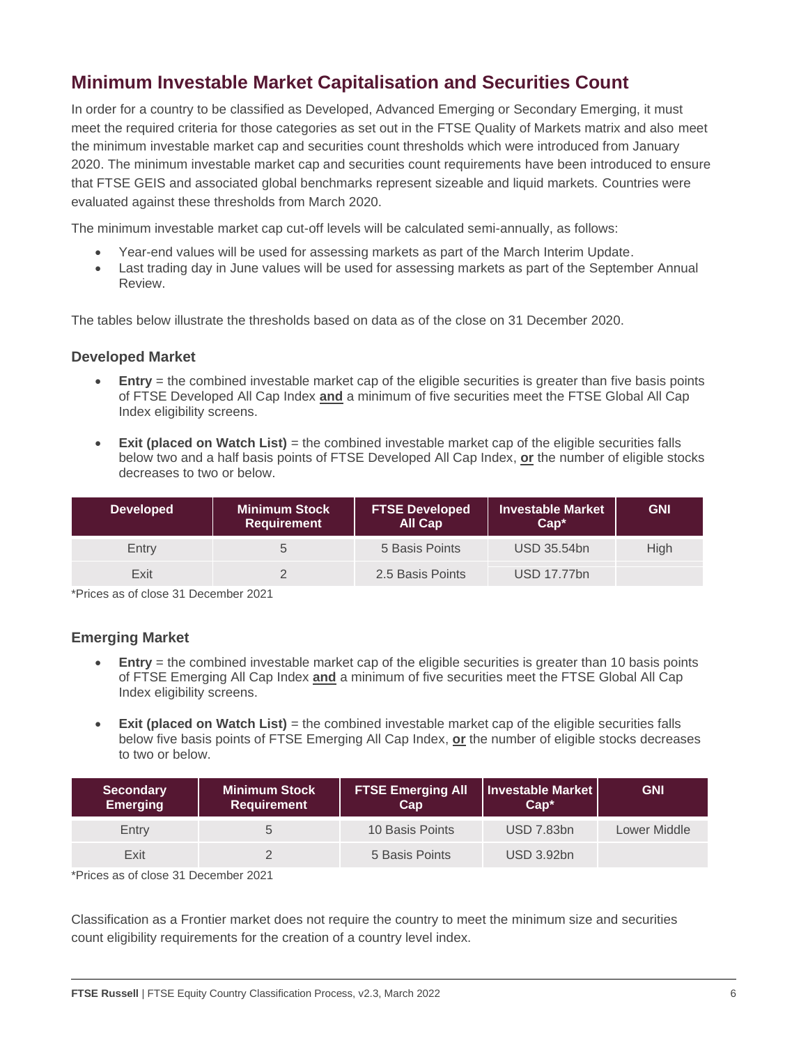## Minimum Investable Market Capitalisation and Securities Count

In order for a country to be classified as Developed, Advanced Emerging or Secondary Emerging, it must meet the required criteria for those categories as set out in the FTSE Quality of Markets matrix and also meet the minimum investable market cap and securities count thresholds which were introduced from January 2020. The minimum investable market cap and securities count requirements have been introduced to ensure that FTSE GEIS and associated global benchmarks represent sizeable and liquid markets. Countries were evaluated against these thresholds from March 2020.

The minimum investable market cap cut-off levels will be calculated semi-annually, as follows:

- Year-end values will be used for assessing markets as part of the March Interim Update.
- Last trading day in June values will be used for assessing markets as part of the September Annual Review.

The tables below illustrate the thresholds based on data as of the close on 31 December 2020.

### Developed Market

- **Entry** = the combined investable market cap of the eligible securities is greater than five basis points of FTSE Developed All Cap Index **and** a minimum of five securities meet the FTSE Global All Cap Index eligibility screens.
- **Exit (placed on Watch List)** = the combined investable market cap of the eligible securities falls below two and a half basis points of FTSE Developed All Cap Index, **or** the number of eligible stocks decreases to two or below.

| Developed | Minimum Stock Requirement | FTSE Developed All Cap | Investable Market Cap* | GNI |
|---|---|---|---|---|
| Entry | 5 | 5 Basis Points | USD 35.54bn | High |
| Exit | 2 | 2.5 Basis Points | USD 17.77bn | |

*Prices as of close 31 December 2021

### Emerging Market

- **Entry** = the combined investable market cap of the eligible securities is greater than 10 basis points of FTSE Emerging All Cap Index **and** a minimum of five securities meet the FTSE Global All Cap Index eligibility screens.
- **Exit (placed on Watch List)** = the combined investable market cap of the eligible securities falls below five basis points of FTSE Emerging All Cap Index, **or** the number of eligible stocks decreases to two or below.

| Secondary Emerging | Minimum Stock Requirement | FTSE Emerging All Cap | Investable Market Cap* | GNI |
|---|---|---|---|---|
| Entry | 5 | 10 Basis Points | USD 7.83bn | Lower Middle |
| Exit | 2 | 5 Basis Points | USD 3.92bn | |

*Prices as of close 31 December 2021

Classification as a Frontier market does not require the country to meet the minimum size and securities count eligibility requirements for the creation of a country level index.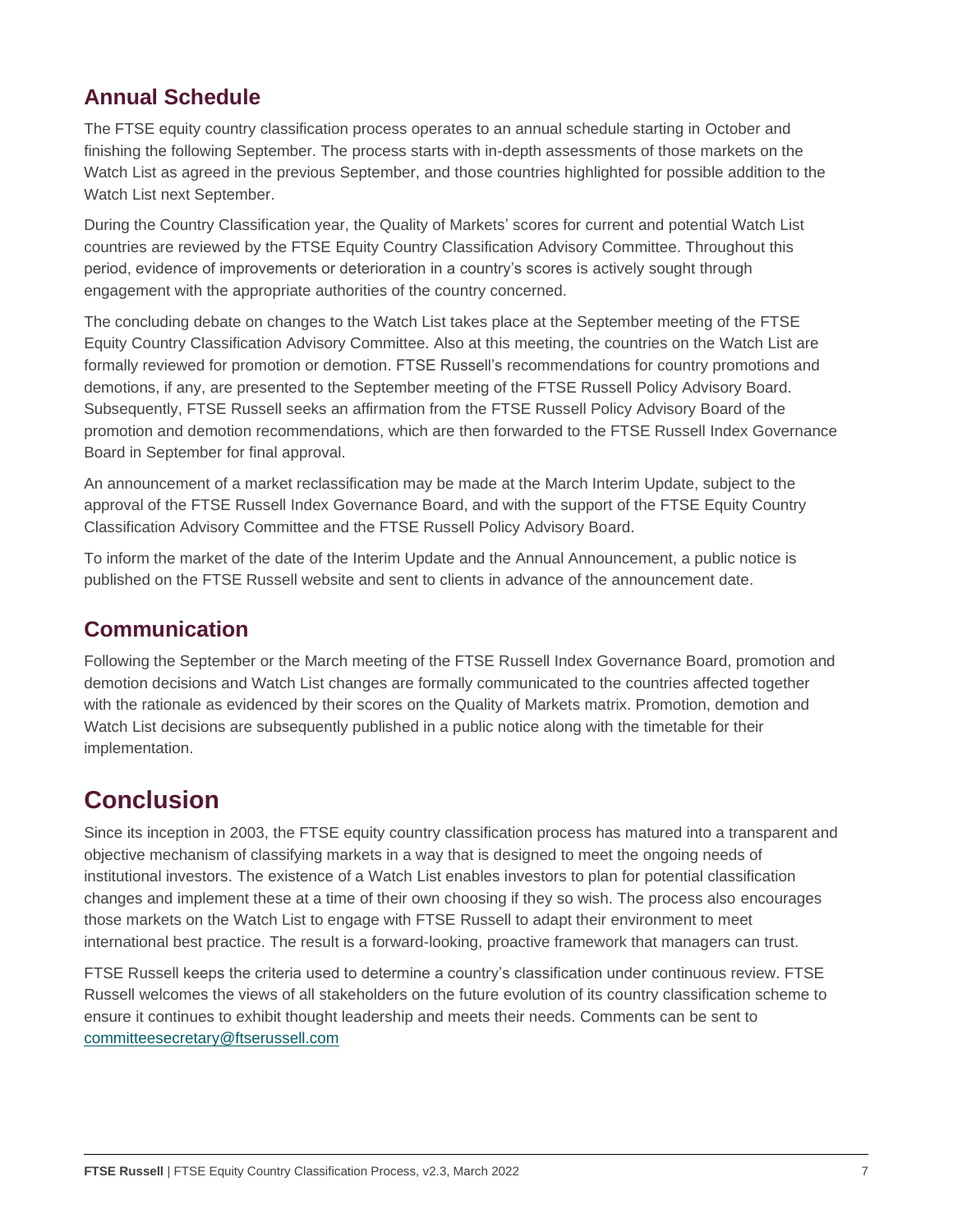## Annual Schedule

The FTSE equity country classification process operates to an annual schedule starting in October and finishing the following September. The process starts with in-depth assessments of those markets on the Watch List as agreed in the previous September, and those countries highlighted for possible addition to the Watch List next September.

During the Country Classification year, the Quality of Markets' scores for current and potential Watch List countries are reviewed by the FTSE Equity Country Classification Advisory Committee. Throughout this period, evidence of improvements or deterioration in a country's scores is actively sought through engagement with the appropriate authorities of the country concerned.

The concluding debate on changes to the Watch List takes place at the September meeting of the FTSE Equity Country Classification Advisory Committee. Also at this meeting, the countries on the Watch List are formally reviewed for promotion or demotion. FTSE Russell's recommendations for country promotions and demotions, if any, are presented to the September meeting of the FTSE Russell Policy Advisory Board. Subsequently, FTSE Russell seeks an affirmation from the FTSE Russell Policy Advisory Board of the promotion and demotion recommendations, which are then forwarded to the FTSE Russell Index Governance Board in September for final approval.

An announcement of a market reclassification may be made at the March Interim Update, subject to the approval of the FTSE Russell Index Governance Board, and with the support of the FTSE Equity Country Classification Advisory Committee and the FTSE Russell Policy Advisory Board.

To inform the market of the date of the Interim Update and the Annual Announcement, a public notice is published on the FTSE Russell website and sent to clients in advance of the announcement date.

## Communication

Following the September or the March meeting of the FTSE Russell Index Governance Board, promotion and demotion decisions and Watch List changes are formally communicated to the countries affected together with the rationale as evidenced by their scores on the Quality of Markets matrix. Promotion, demotion and Watch List decisions are subsequently published in a public notice along with the timetable for their implementation.

# Conclusion

Since its inception in 2003, the FTSE equity country classification process has matured into a transparent and objective mechanism of classifying markets in a way that is designed to meet the ongoing needs of institutional investors. The existence of a Watch List enables investors to plan for potential classification changes and implement these at a time of their own choosing if they so wish. The process also encourages those markets on the Watch List to engage with FTSE Russell to adapt their environment to meet international best practice. The result is a forward-looking, proactive framework that managers can trust.

FTSE Russell keeps the criteria used to determine a country's classification under continuous review. FTSE Russell welcomes the views of all stakeholders on the future evolution of its country classification scheme to ensure it continues to exhibit thought leadership and meets their needs. Comments can be sent to committeesecretary@ftserussell.com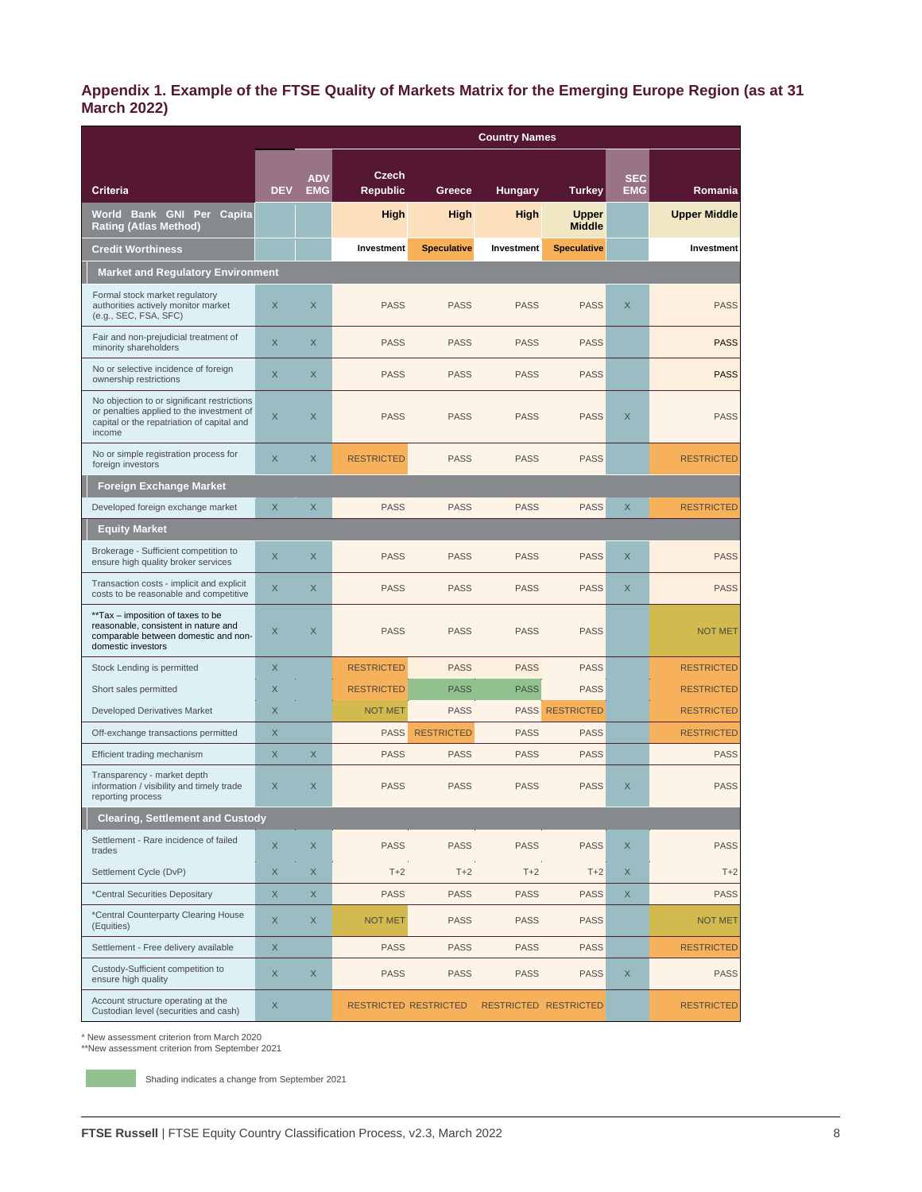## Appendix 1. Example of the FTSE Quality of Markets Matrix for the Emerging Europe Region (as at 31 March 2022)

| Criteria | DEV | ADV EMG | Czech Republic | Greece | Hungary | Turkey | SEC EMG | Romania |
|---|---|---|---|---|---|---|---|---|
| | | | **Country Names** | | | | | |
| **World Bank GNI Per Capita Rating (Atlas Method)** | | | High | High | High | Upper Middle | | Upper Middle |
| **Credit Worthiness** | | | Investment | Speculative | Investment | Speculative | | Investment |
| **Market and Regulatory Environment** | | | | | | | | |
| Formal stock market regulatory authorities actively monitor market (e.g., SEC, FSA, SFC) | X | X | PASS | PASS | PASS | PASS | X | PASS |
| Fair and non-prejudicial treatment of minority shareholders | X | X | PASS | PASS | PASS | PASS | | PASS |
| No or selective incidence of foreign ownership restrictions | X | X | PASS | PASS | PASS | PASS | | PASS |
| No objection to or significant restrictions or penalties applied to the investment of capital or the repatriation of capital and income | X | X | PASS | PASS | PASS | PASS | X | PASS |
| No or simple registration process for foreign investors | X | X | RESTRICTED | PASS | PASS | PASS | | RESTRICTED |
| **Foreign Exchange Market** | | | | | | | | |
| Developed foreign exchange market | X | X | PASS | PASS | PASS | PASS | X | RESTRICTED |
| **Equity Market** | | | | | | | | |
| Brokerage - Sufficient competition to ensure high quality broker services | X | X | PASS | PASS | PASS | PASS | X | PASS |
| Transaction costs - implicit and explicit costs to be reasonable and competitive | X | X | PASS | PASS | PASS | PASS | X | PASS |
| **Tax – imposition of taxes to be reasonable, consistent in nature and comparable between domestic and non-domestic investors | X | X | PASS | PASS | PASS | PASS | | NOT MET |
| Stock Lending is permitted | X | | RESTRICTED | PASS | PASS | PASS | | RESTRICTED |
| Short sales permitted | X | | RESTRICTED | PASS | PASS | PASS | | RESTRICTED |
| Developed Derivatives Market | X | | NOT MET | PASS | PASS | RESTRICTED | | RESTRICTED |
| Off-exchange transactions permitted | X | | PASS | RESTRICTED | PASS | PASS | | RESTRICTED |
| Efficient trading mechanism | X | X | PASS | PASS | PASS | PASS | | PASS |
| Transparency - market depth information / visibility and timely trade reporting process | X | X | PASS | PASS | PASS | PASS | X | PASS |
| **Clearing, Settlement and Custody** | | | | | | | | |
| Settlement - Rare incidence of failed trades | X | X | PASS | PASS | PASS | PASS | X | PASS |
| Settlement Cycle (DvP) | X | X | T+2 | T+2 | T+2 | T+2 | X | T+2 |
| *Central Securities Depositary | X | X | PASS | PASS | PASS | PASS | X | PASS |
| *Central Counterparty Clearing House (Equities) | X | X | NOT MET | PASS | PASS | PASS | | NOT MET |
| Settlement - Free delivery available | X | | PASS | PASS | PASS | PASS | | RESTRICTED |
| Custody-Sufficient competition to ensure high quality | X | X | PASS | PASS | PASS | PASS | X | PASS |
| Account structure operating at the Custodian level (securities and cash) | X | | RESTRICTED | RESTRICTED | RESTRICTED | RESTRICTED | | RESTRICTED |

* New assessment criterion from March 2020
**New assessment criterion from September 2021

Shading indicates a change from September 2021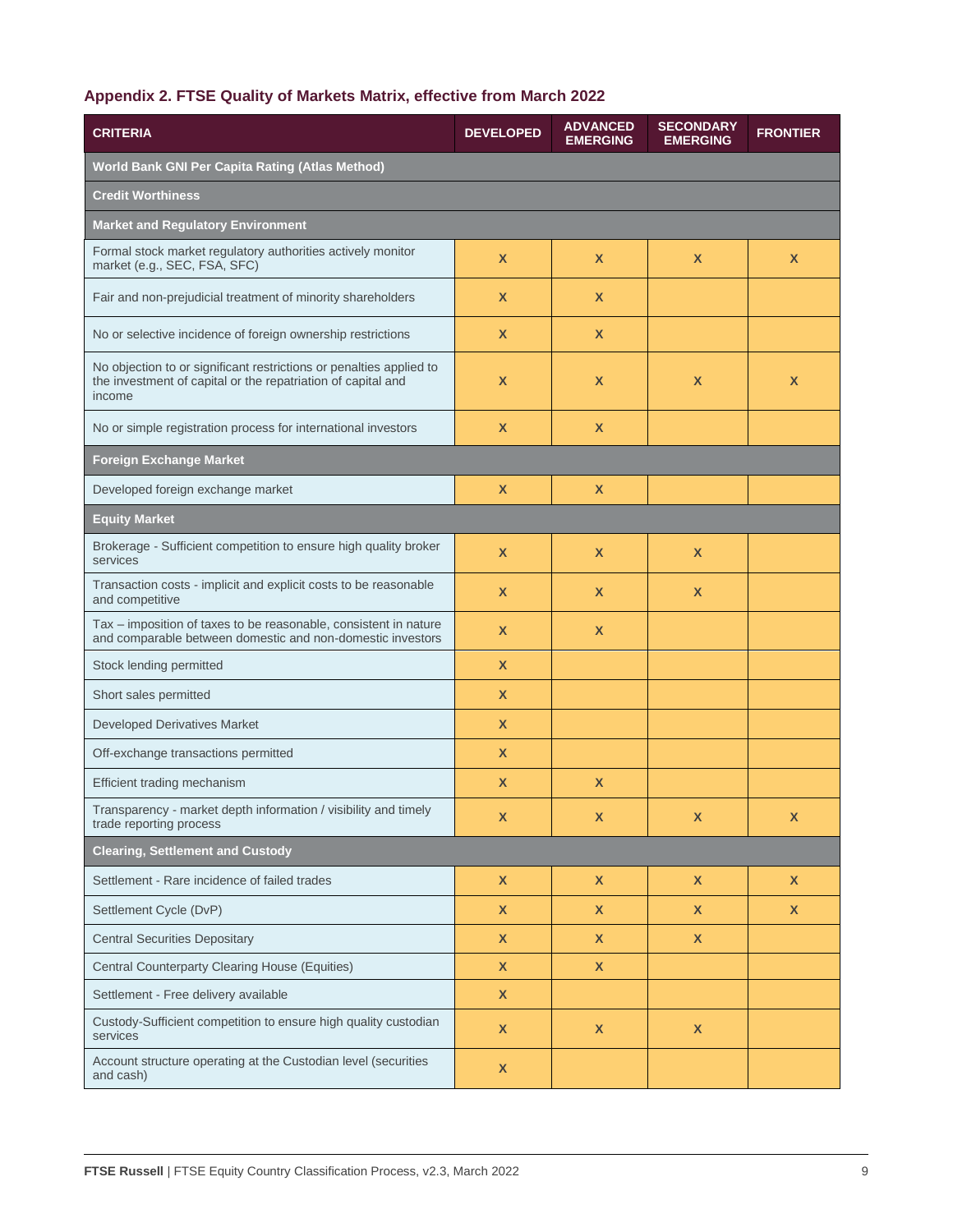## Appendix 2. FTSE Quality of Markets Matrix, effective from March 2022

| CRITERIA | DEVELOPED | ADVANCED EMERGING | SECONDARY EMERGING | FRONTIER |
|---|---|---|---|---|
| **World Bank GNI Per Capita Rating (Atlas Method)** | | | | |
| **Credit Worthiness** | | | | |
| **Market and Regulatory Environment** | | | | |
| Formal stock market regulatory authorities actively monitor market (e.g., SEC, FSA, SFC) | X | X | X | X |
| Fair and non-prejudicial treatment of minority shareholders | X | X | | |
| No or selective incidence of foreign ownership restrictions | X | X | | |
| No objection to or significant restrictions or penalties applied to the investment of capital or the repatriation of capital and income | X | X | X | X |
| No or simple registration process for international investors | X | X | | |
| **Foreign Exchange Market** | | | | |
| Developed foreign exchange market | X | X | | |
| **Equity Market** | | | | |
| Brokerage - Sufficient competition to ensure high quality broker services | X | X | X | |
| Transaction costs - implicit and explicit costs to be reasonable and competitive | X | X | X | |
| Tax – imposition of taxes to be reasonable, consistent in nature and comparable between domestic and non-domestic investors | X | X | | |
| Stock lending permitted | X | | | |
| Short sales permitted | X | | | |
| Developed Derivatives Market | X | | | |
| Off-exchange transactions permitted | X | | | |
| Efficient trading mechanism | X | X | | |
| Transparency - market depth information / visibility and timely trade reporting process | X | X | X | X |
| **Clearing, Settlement and Custody** | | | | |
| Settlement - Rare incidence of failed trades | X | X | X | X |
| Settlement Cycle (DvP) | X | X | X | X |
| Central Securities Depositary | X | X | X | |
| Central Counterparty Clearing House (Equities) | X | X | | |
| Settlement - Free delivery available | X | | | |
| Custody-Sufficient competition to ensure high quality custodian services | X | X | X | |
| Account structure operating at the Custodian level (securities and cash) | X | | | |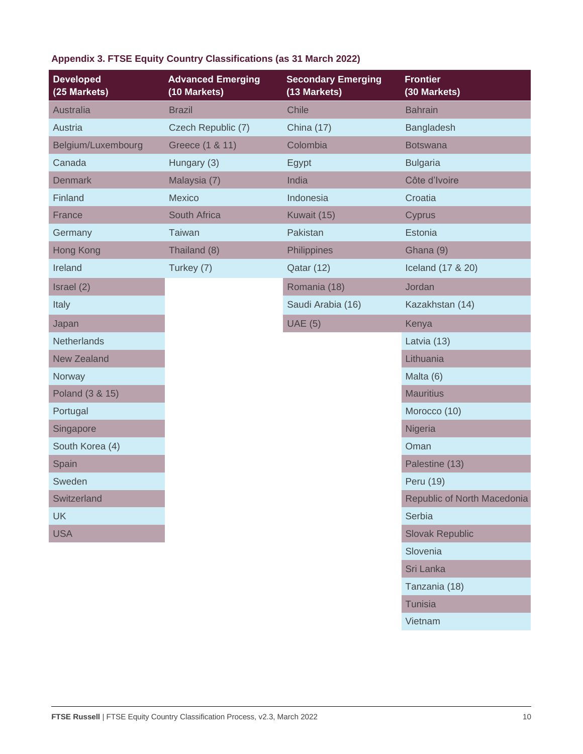**Appendix 3. FTSE Equity Country Classifications (as 31 March 2022)**

| Developed (25 Markets) | Advanced Emerging (10 Markets) | Secondary Emerging (13 Markets) | Frontier (30 Markets) |
|---|---|---|---|
| Australia | Brazil | Chile | Bahrain |
| Austria | Czech Republic (7) | China (17) | Bangladesh |
| Belgium/Luxembourg | Greece (1 & 11) | Colombia | Botswana |
| Canada | Hungary (3) | Egypt | Bulgaria |
| Denmark | Malaysia (7) | India | Côte d'Ivoire |
| Finland | Mexico | Indonesia | Croatia |
| France | South Africa | Kuwait (15) | Cyprus |
| Germany | Taiwan | Pakistan | Estonia |
| Hong Kong | Thailand (8) | Philippines | Ghana (9) |
| Ireland | Turkey (7) | Qatar (12) | Iceland (17 & 20) |
| Israel (2) | | Romania (18) | Jordan |
| Italy | | Saudi Arabia (16) | Kazakhstan (14) |
| Japan | | UAE (5) | Kenya |
| Netherlands | | | Latvia (13) |
| New Zealand | | | Lithuania |
| Norway | | | Malta (6) |
| Poland (3 & 15) | | | Mauritius |
| Portugal | | | Morocco (10) |
| Singapore | | | Nigeria |
| South Korea (4) | | | Oman |
| Spain | | | Palestine (13) |
| Sweden | | | Peru (19) |
| Switzerland | | | Republic of North Macedonia |
| UK | | | Serbia |
| USA | | | Slovak Republic |
| | | | Slovenia |
| | | | Sri Lanka |
| | | | Tanzania (18) |
| | | | Tunisia |
| | | | Vietnam |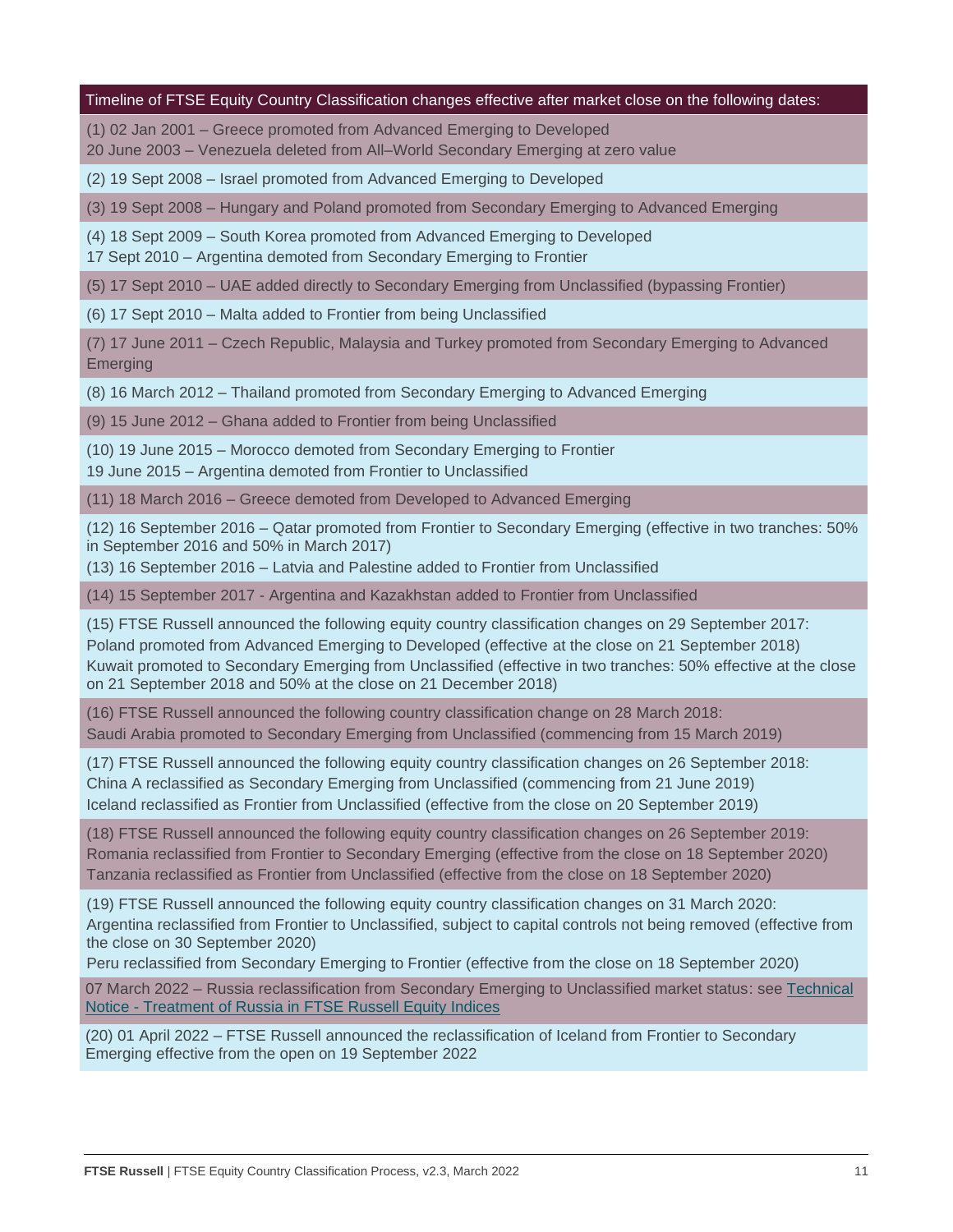Timeline of FTSE Equity Country Classification changes effective after market close on the following dates:

(1) 02 Jan 2001 – Greece promoted from Advanced Emerging to Developed
20 June 2003 – Venezuela deleted from All–World Secondary Emerging at zero value

(2) 19 Sept 2008 – Israel promoted from Advanced Emerging to Developed

(3) 19 Sept 2008 – Hungary and Poland promoted from Secondary Emerging to Advanced Emerging

(4) 18 Sept 2009 – South Korea promoted from Advanced Emerging to Developed
17 Sept 2010 – Argentina demoted from Secondary Emerging to Frontier

(5) 17 Sept 2010 – UAE added directly to Secondary Emerging from Unclassified (bypassing Frontier)

(6) 17 Sept 2010 – Malta added to Frontier from being Unclassified

(7) 17 June 2011 – Czech Republic, Malaysia and Turkey promoted from Secondary Emerging to Advanced Emerging

(8) 16 March 2012 – Thailand promoted from Secondary Emerging to Advanced Emerging

(9) 15 June 2012 – Ghana added to Frontier from being Unclassified

(10) 19 June 2015 – Morocco demoted from Secondary Emerging to Frontier
19 June 2015 – Argentina demoted from Frontier to Unclassified

(11) 18 March 2016 – Greece demoted from Developed to Advanced Emerging

(12) 16 September 2016 – Qatar promoted from Frontier to Secondary Emerging (effective in two tranches: 50% in September 2016 and 50% in March 2017)
(13) 16 September 2016 – Latvia and Palestine added to Frontier from Unclassified

(14) 15 September 2017 - Argentina and Kazakhstan added to Frontier from Unclassified

(15) FTSE Russell announced the following equity country classification changes on 29 September 2017:
Poland promoted from Advanced Emerging to Developed (effective at the close on 21 September 2018)
Kuwait promoted to Secondary Emerging from Unclassified (effective in two tranches: 50% effective at the close on 21 September 2018 and 50% at the close on 21 December 2018)

(16) FTSE Russell announced the following country classification change on 28 March 2018:
Saudi Arabia promoted to Secondary Emerging from Unclassified (commencing from 15 March 2019)

(17) FTSE Russell announced the following equity country classification changes on 26 September 2018:
China A reclassified as Secondary Emerging from Unclassified (commencing from 21 June 2019)
Iceland reclassified as Frontier from Unclassified (effective from the close on 20 September 2019)

(18) FTSE Russell announced the following equity country classification changes on 26 September 2019:
Romania reclassified from Frontier to Secondary Emerging (effective from the close on 18 September 2020)
Tanzania reclassified as Frontier from Unclassified (effective from the close on 18 September 2020)

(19) FTSE Russell announced the following equity country classification changes on 31 March 2020:
Argentina reclassified from Frontier to Unclassified, subject to capital controls not being removed (effective from the close on 30 September 2020)
Peru reclassified from Secondary Emerging to Frontier (effective from the close on 18 September 2020)

07 March 2022 – Russia reclassification from Secondary Emerging to Unclassified market status: see Technical Notice - Treatment of Russia in FTSE Russell Equity Indices

(20) 01 April 2022 – FTSE Russell announced the reclassification of Iceland from Frontier to Secondary Emerging effective from the open on 19 September 2022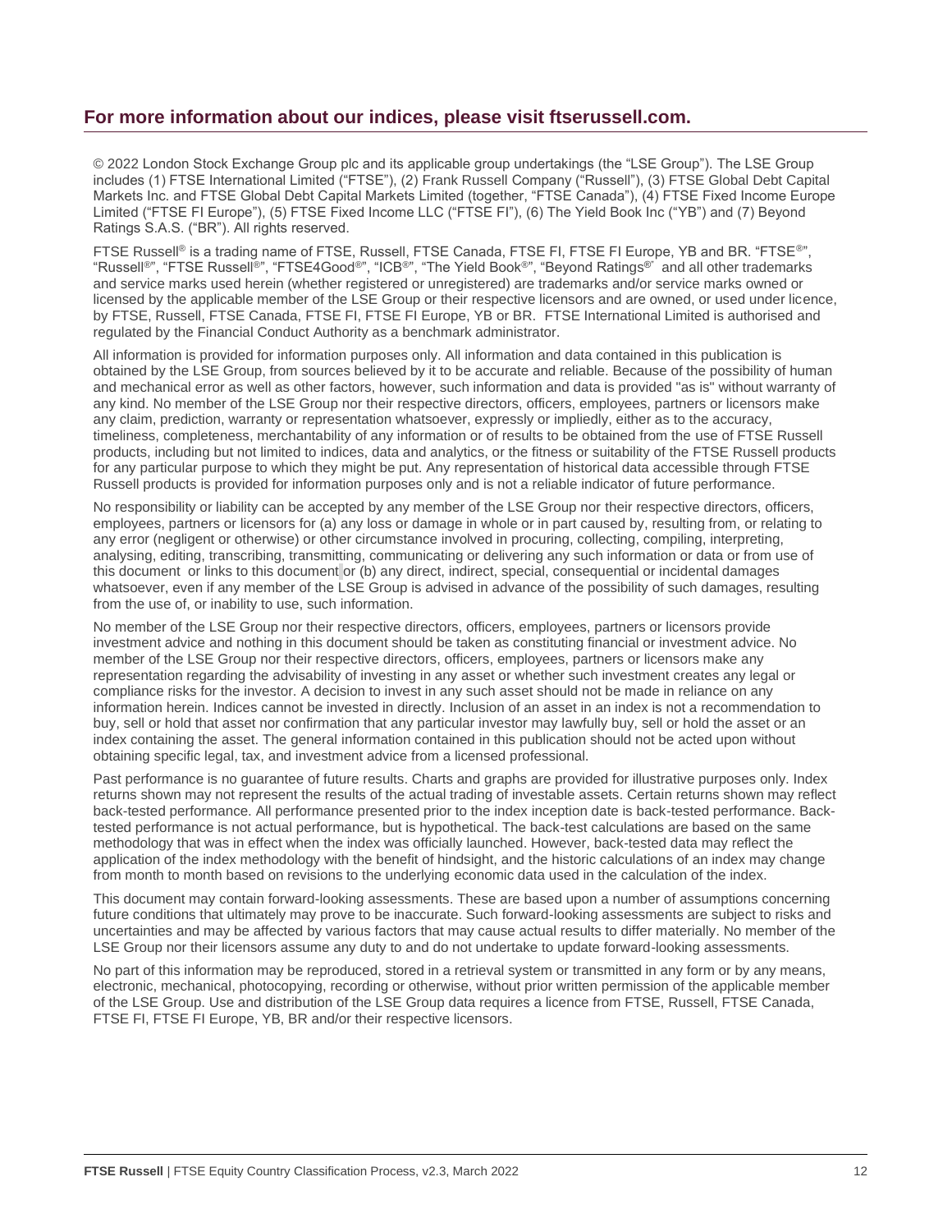## For more information about our indices, please visit ftserussell.com.

© 2022 London Stock Exchange Group plc and its applicable group undertakings (the "LSE Group"). The LSE Group includes (1) FTSE International Limited ("FTSE"), (2) Frank Russell Company ("Russell"), (3) FTSE Global Debt Capital Markets Inc. and FTSE Global Debt Capital Markets Limited (together, "FTSE Canada"), (4) FTSE Fixed Income Europe Limited ("FTSE FI Europe"), (5) FTSE Fixed Income LLC ("FTSE FI"), (6) The Yield Book Inc ("YB") and (7) Beyond Ratings S.A.S. ("BR"). All rights reserved.

FTSE Russell® is a trading name of FTSE, Russell, FTSE Canada, FTSE FI, FTSE FI Europe, YB and BR. "FTSE®", "Russell®", "FTSE Russell®", "FTSE4Good®", "ICB®", "The Yield Book®", "Beyond Ratings®" and all other trademarks and service marks used herein (whether registered or unregistered) are trademarks and/or service marks owned or licensed by the applicable member of the LSE Group or their respective licensors and are owned, or used under licence, by FTSE, Russell, FTSE Canada, FTSE FI, FTSE FI Europe, YB or BR. FTSE International Limited is authorised and regulated by the Financial Conduct Authority as a benchmark administrator.

All information is provided for information purposes only. All information and data contained in this publication is obtained by the LSE Group, from sources believed by it to be accurate and reliable. Because of the possibility of human and mechanical error as well as other factors, however, such information and data is provided "as is" without warranty of any kind. No member of the LSE Group nor their respective directors, officers, employees, partners or licensors make any claim, prediction, warranty or representation whatsoever, expressly or impliedly, either as to the accuracy, timeliness, completeness, merchantability of any information or of results to be obtained from the use of FTSE Russell products, including but not limited to indices, data and analytics, or the fitness or suitability of the FTSE Russell products for any particular purpose to which they might be put. Any representation of historical data accessible through FTSE Russell products is provided for information purposes only and is not a reliable indicator of future performance.

No responsibility or liability can be accepted by any member of the LSE Group nor their respective directors, officers, employees, partners or licensors for (a) any loss or damage in whole or in part caused by, resulting from, or relating to any error (negligent or otherwise) or other circumstance involved in procuring, collecting, compiling, interpreting, analysing, editing, transcribing, transmitting, communicating or delivering any such information or data or from use of this document or links to this document or (b) any direct, indirect, special, consequential or incidental damages whatsoever, even if any member of the LSE Group is advised in advance of the possibility of such damages, resulting from the use of, or inability to use, such information.

No member of the LSE Group nor their respective directors, officers, employees, partners or licensors provide investment advice and nothing in this document should be taken as constituting financial or investment advice. No member of the LSE Group nor their respective directors, officers, employees, partners or licensors make any representation regarding the advisability of investing in any asset or whether such investment creates any legal or compliance risks for the investor. A decision to invest in any such asset should not be made in reliance on any information herein. Indices cannot be invested in directly. Inclusion of an asset in an index is not a recommendation to buy, sell or hold that asset nor confirmation that any particular investor may lawfully buy, sell or hold the asset or an index containing the asset. The general information contained in this publication should not be acted upon without obtaining specific legal, tax, and investment advice from a licensed professional.

Past performance is no guarantee of future results. Charts and graphs are provided for illustrative purposes only. Index returns shown may not represent the results of the actual trading of investable assets. Certain returns shown may reflect back-tested performance. All performance presented prior to the index inception date is back-tested performance. Back-tested performance is not actual performance, but is hypothetical. The back-test calculations are based on the same methodology that was in effect when the index was officially launched. However, back-tested data may reflect the application of the index methodology with the benefit of hindsight, and the historic calculations of an index may change from month to month based on revisions to the underlying economic data used in the calculation of the index.

This document may contain forward-looking assessments. These are based upon a number of assumptions concerning future conditions that ultimately may prove to be inaccurate. Such forward-looking assessments are subject to risks and uncertainties and may be affected by various factors that may cause actual results to differ materially. No member of the LSE Group nor their licensors assume any duty to and do not undertake to update forward-looking assessments.

No part of this information may be reproduced, stored in a retrieval system or transmitted in any form or by any means, electronic, mechanical, photocopying, recording or otherwise, without prior written permission of the applicable member of the LSE Group. Use and distribution of the LSE Group data requires a licence from FTSE, Russell, FTSE Canada, FTSE FI, FTSE FI Europe, YB, BR and/or their respective licensors.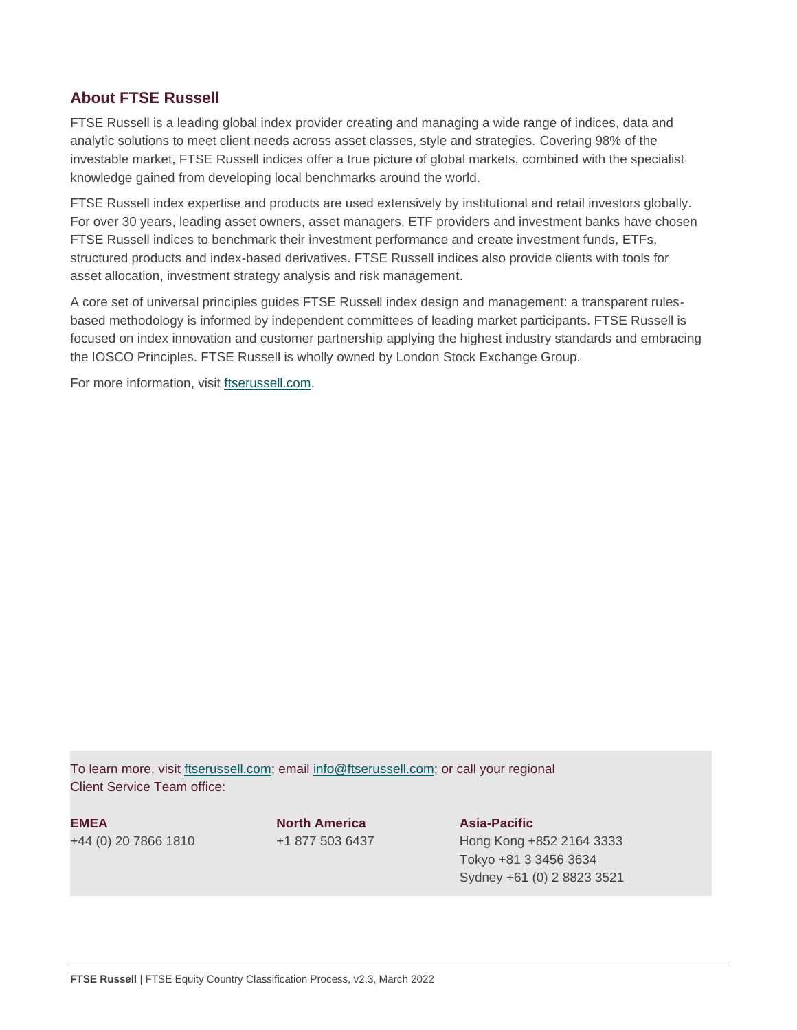## About FTSE Russell

FTSE Russell is a leading global index provider creating and managing a wide range of indices, data and analytic solutions to meet client needs across asset classes, style and strategies. Covering 98% of the investable market, FTSE Russell indices offer a true picture of global markets, combined with the specialist knowledge gained from developing local benchmarks around the world.

FTSE Russell index expertise and products are used extensively by institutional and retail investors globally. For over 30 years, leading asset owners, asset managers, ETF providers and investment banks have chosen FTSE Russell indices to benchmark their investment performance and create investment funds, ETFs, structured products and index-based derivatives. FTSE Russell indices also provide clients with tools for asset allocation, investment strategy analysis and risk management.

A core set of universal principles guides FTSE Russell index design and management: a transparent rules-based methodology is informed by independent committees of leading market participants. FTSE Russell is focused on index innovation and customer partnership applying the highest industry standards and embracing the IOSCO Principles. FTSE Russell is wholly owned by London Stock Exchange Group.

For more information, visit ftserussell.com.

To learn more, visit ftserussell.com; email info@ftserussell.com; or call your regional Client Service Team office:

**EMEA**
+44 (0) 20 7866 1810

**North America**
+1 877 503 6437

**Asia-Pacific**
Hong Kong +852 2164 3333
Tokyo +81 3 3456 3634
Sydney +61 (0) 2 8823 3521